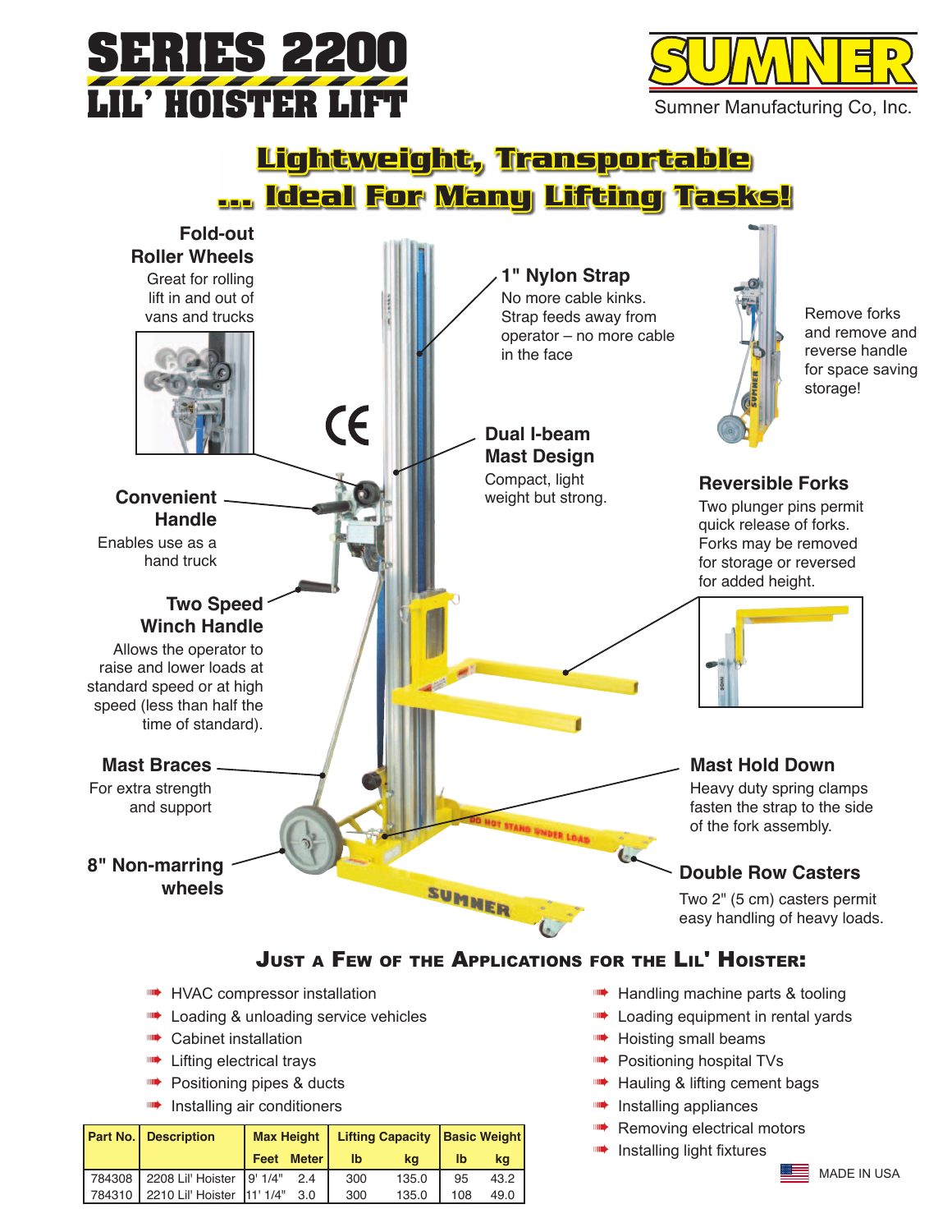# SERIES 2200 LIL' HOISTER LIFT

SUMNER

Sumner Manufacturing Co, Inc.

## Lightweight, Transportable ... Ideal For Many Lifting Tasks!

**Fold-out Roller Wheels**
Great for rolling lift in and out of vans and trucks

**1" Nylon Strap**
No more cable kinks. Strap feeds away from operator – no more cable in the face

Remove forks and remove and reverse handle for space saving storage!

**Dual I-beam Mast Design**
Compact, light weight but strong.

**Convenient Handle**
Enables use as a hand truck

**Reversible Forks**
Two plunger pins permit quick release of forks. Forks may be removed for storage or reversed for added height.

**Two Speed Winch Handle**
Allows the operator to raise and lower loads at standard speed or at high speed (less than half the time of standard).

**Mast Braces**
For extra strength and support

**Mast Hold Down**
Heavy duty spring clamps fasten the strap to the side of the fork assembly.

**8" Non-marring wheels**

**Double Row Casters**
Two 2" (5 cm) casters permit easy handling of heavy loads.

### Just a Few of the Applications for the Lil' Hoister:

- HVAC compressor installation
- Loading & unloading service vehicles
- Cabinet installation
- Lifting electrical trays
- Positioning pipes & ducts
- Installing air conditioners
- Handling machine parts & tooling
- Loading equipment in rental yards
- Hoisting small beams
- Positioning hospital TVs
- Hauling & lifting cement bags
- Installing appliances
- Removing electrical motors
- Installing light fixtures

| Part No. | Description | Max Height | | Lifting Capacity | | Basic Weight | |
|---|---|---|---|---|---|---|---|
| | | Feet | Meter | lb | kg | lb | kg |
| 784308 | 2208 Lil' Hoister | 9' 1/4" | 2.4 | 300 | 135.0 | 95 | 43.2 |
| 784310 | 2210 Lil' Hoister | 11' 1/4" | 3.0 | 300 | 135.0 | 108 | 49.0 |

MADE IN USA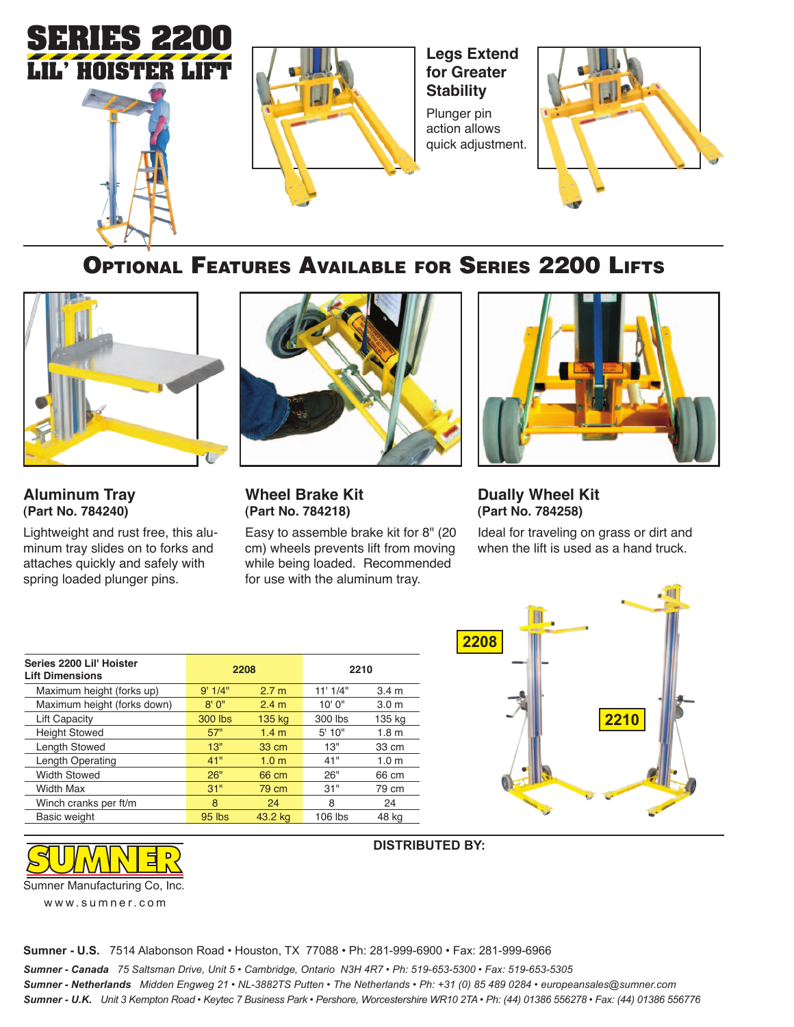# SERIES 2200
## LIL' HOISTER LIFT

### Legs Extend for Greater Stability

Plunger pin action allows quick adjustment.

## Optional Features Available for Series 2200 Lifts

### Aluminum Tray
**(Part No. 784240)**

Lightweight and rust free, this aluminum tray slides on to forks and attaches quickly and safely with spring loaded plunger pins.

### Wheel Brake Kit
**(Part No. 784218)**

Easy to assemble brake kit for 8" (20 cm) wheels prevents lift from moving while being loaded. Recommended for use with the aluminum tray.

### Dually Wheel Kit
**(Part No. 784258)**

Ideal for traveling on grass or dirt and when the lift is used as a hand truck.

| Series 2200 Lil' Hoister Lift Dimensions | 2208 | | 2210 | |
|---|---|---|---|---|
| Maximum height (forks up) | 9' 1/4" | 2.7 m | 11' 1/4" | 3.4 m |
| Maximum height (forks down) | 8' 0" | 2.4 m | 10' 0" | 3.0 m |
| Lift Capacity | 300 lbs | 135 kg | 300 lbs | 135 kg |
| Height Stowed | 57" | 1.4 m | 5' 10" | 1.8 m |
| Length Stowed | 13" | 33 cm | 13" | 33 cm |
| Length Operating | 41" | 1.0 m | 41" | 1.0 m |
| Width Stowed | 26" | 66 cm | 26" | 66 cm |
| Width Max | 31" | 79 cm | 31" | 79 cm |
| Winch cranks per ft/m | 8 | 24 | 8 | 24 |
| Basic weight | 95 lbs | 43.2 kg | 106 lbs | 48 kg |

2208

2210

SUMNER

Sumner Manufacturing Co, Inc.

www.sumner.com

**DISTRIBUTED BY:**

**Sumner - U.S.** 7514 Alabonson Road • Houston, TX 77088 • Ph: 281-999-6900 • Fax: 281-999-6966

***Sumner - Canada*** *75 Saltsman Drive, Unit 5 • Cambridge, Ontario N3H 4R7 • Ph: 519-653-5300 • Fax: 519-653-5305*

***Sumner - Netherlands*** *Midden Engweg 21 • NL-3882TS Putten • The Netherlands • Ph: +31 (0) 85 489 0284 • europeansales@sumner.com*

***Sumner - U.K.*** *Unit 3 Kempton Road • Keytec 7 Business Park • Pershore, Worcestershire WR10 2TA • Ph: (44) 01386 556278 • Fax: (44) 01386 556776*